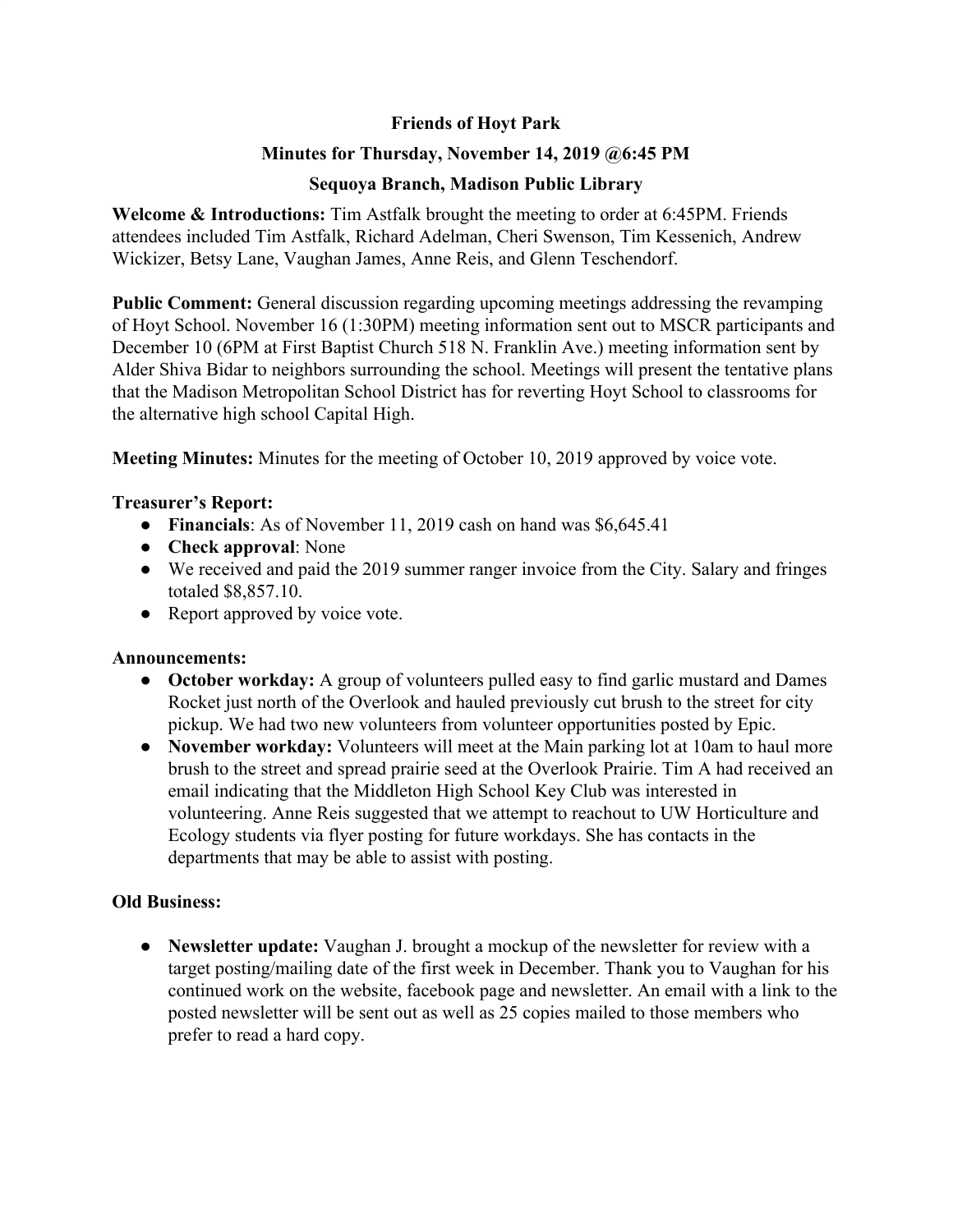# Friends of Hoyt Park

## Minutes for Thursday, November 14, 2019 @6:45 PM

## Sequoya Branch, Madison Public Library

**Welcome & Introductions:** Tim Astfalk brought the meeting to order at 6:45PM. Friends attendees included Tim Astfalk, Richard Adelman, Cheri Swenson, Tim Kessenich, Andrew Wickizer, Betsy Lane, Vaughan James, Anne Reis, and Glenn Teschendorf.

**Public Comment:** General discussion regarding upcoming meetings addressing the revamping of Hoyt School. November 16 (1:30PM) meeting information sent out to MSCR participants and December 10 (6PM at First Baptist Church 518 N. Franklin Ave.) meeting information sent by Alder Shiva Bidar to neighbors surrounding the school. Meetings will present the tentative plans that the Madison Metropolitan School District has for reverting Hoyt School to classrooms for the alternative high school Capital High.

**Meeting Minutes:** Minutes for the meeting of October 10, 2019 approved by voice vote.

**Treasurer's Report:**

- **Financials**: As of November 11, 2019 cash on hand was $6,645.41
- **Check approval**: None
- We received and paid the 2019 summer ranger invoice from the City. Salary and fringes totaled $8,857.10.
- Report approved by voice vote.

**Announcements:**

- **October workday:** A group of volunteers pulled easy to find garlic mustard and Dames Rocket just north of the Overlook and hauled previously cut brush to the street for city pickup. We had two new volunteers from volunteer opportunities posted by Epic.
- **November workday:** Volunteers will meet at the Main parking lot at 10am to haul more brush to the street and spread prairie seed at the Overlook Prairie. Tim A had received an email indicating that the Middleton High School Key Club was interested in volunteering. Anne Reis suggested that we attempt to reachout to UW Horticulture and Ecology students via flyer posting for future workdays. She has contacts in the departments that may be able to assist with posting.

**Old Business:**

- **Newsletter update:** Vaughan J. brought a mockup of the newsletter for review with a target posting/mailing date of the first week in December. Thank you to Vaughan for his continued work on the website, facebook page and newsletter. An email with a link to the posted newsletter will be sent out as well as 25 copies mailed to those members who prefer to read a hard copy.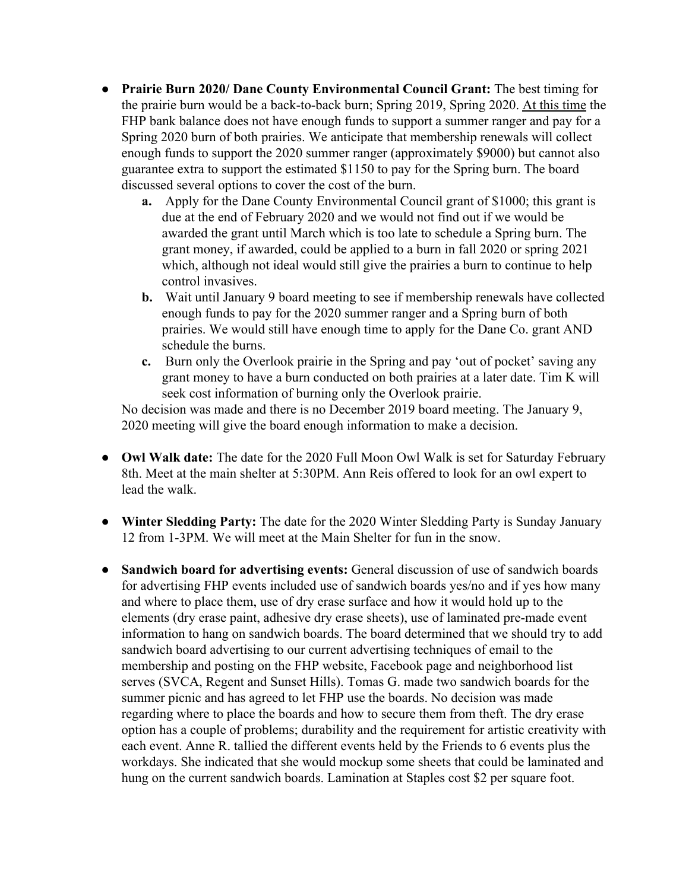- **Prairie Burn 2020/ Dane County Environmental Council Grant:** The best timing for the prairie burn would be a back-to-back burn; Spring 2019, Spring 2020. At this time the FHP bank balance does not have enough funds to support a summer ranger and pay for a Spring 2020 burn of both prairies. We anticipate that membership renewals will collect enough funds to support the 2020 summer ranger (approximately $9000) but cannot also guarantee extra to support the estimated $1150 to pay for the Spring burn. The board discussed several options to cover the cost of the burn.
    - **a.** Apply for the Dane County Environmental Council grant of $1000; this grant is due at the end of February 2020 and we would not find out if we would be awarded the grant until March which is too late to schedule a Spring burn. The grant money, if awarded, could be applied to a burn in fall 2020 or spring 2021 which, although not ideal would still give the prairies a burn to continue to help control invasives.
    - **b.** Wait until January 9 board meeting to see if membership renewals have collected enough funds to pay for the 2020 summer ranger and a Spring burn of both prairies. We would still have enough time to apply for the Dane Co. grant AND schedule the burns.
    - **c.** Burn only the Overlook prairie in the Spring and pay 'out of pocket' saving any grant money to have a burn conducted on both prairies at a later date. Tim K will seek cost information of burning only the Overlook prairie.

  No decision was made and there is no December 2019 board meeting. The January 9, 2020 meeting will give the board enough information to make a decision.

- **Owl Walk date:** The date for the 2020 Full Moon Owl Walk is set for Saturday February 8th. Meet at the main shelter at 5:30PM. Ann Reis offered to look for an owl expert to lead the walk.

- **Winter Sledding Party:** The date for the 2020 Winter Sledding Party is Sunday January 12 from 1-3PM. We will meet at the Main Shelter for fun in the snow.

- **Sandwich board for advertising events:** General discussion of use of sandwich boards for advertising FHP events included use of sandwich boards yes/no and if yes how many and where to place them, use of dry erase surface and how it would hold up to the elements (dry erase paint, adhesive dry erase sheets), use of laminated pre-made event information to hang on sandwich boards. The board determined that we should try to add sandwich board advertising to our current advertising techniques of email to the membership and posting on the FHP website, Facebook page and neighborhood list serves (SVCA, Regent and Sunset Hills). Tomas G. made two sandwich boards for the summer picnic and has agreed to let FHP use the boards. No decision was made regarding where to place the boards and how to secure them from theft. The dry erase option has a couple of problems; durability and the requirement for artistic creativity with each event. Anne R. tallied the different events held by the Friends to 6 events plus the workdays. She indicated that she would mockup some sheets that could be laminated and hung on the current sandwich boards. Lamination at Staples cost $2 per square foot.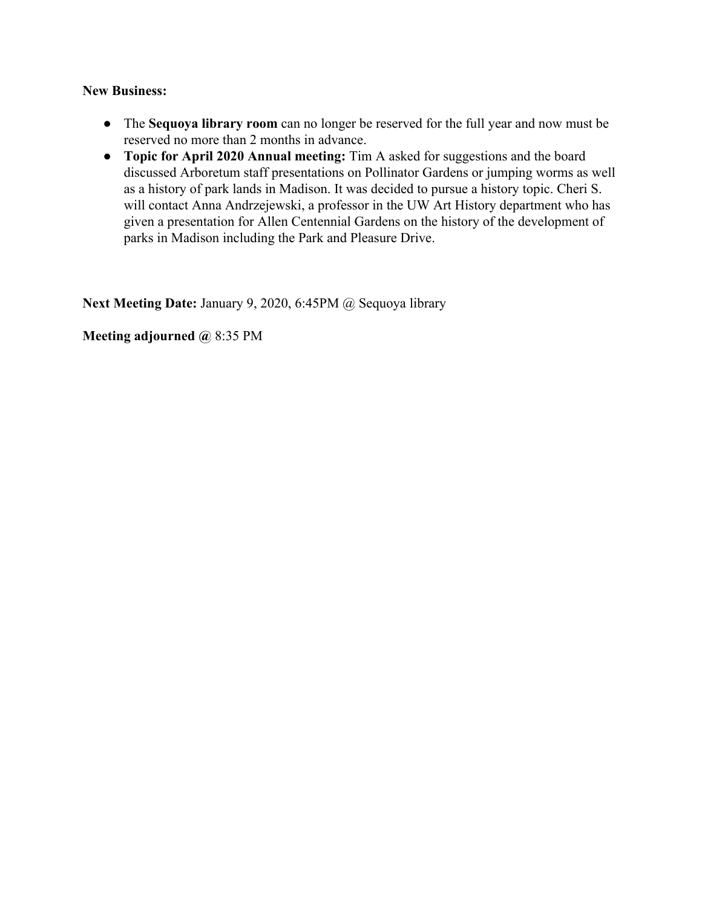**New Business:**

- The **Sequoya library room** can no longer be reserved for the full year and now must be reserved no more than 2 months in advance.
- **Topic for April 2020 Annual meeting:** Tim A asked for suggestions and the board discussed Arboretum staff presentations on Pollinator Gardens or jumping worms as well as a history of park lands in Madison. It was decided to pursue a history topic. Cheri S. will contact Anna Andrzejewski, a professor in the UW Art History department who has given a presentation for Allen Centennial Gardens on the history of the development of parks in Madison including the Park and Pleasure Drive.

**Next Meeting Date:** January 9, 2020, 6:45PM @ Sequoya library

**Meeting adjourned @** 8:35 PM